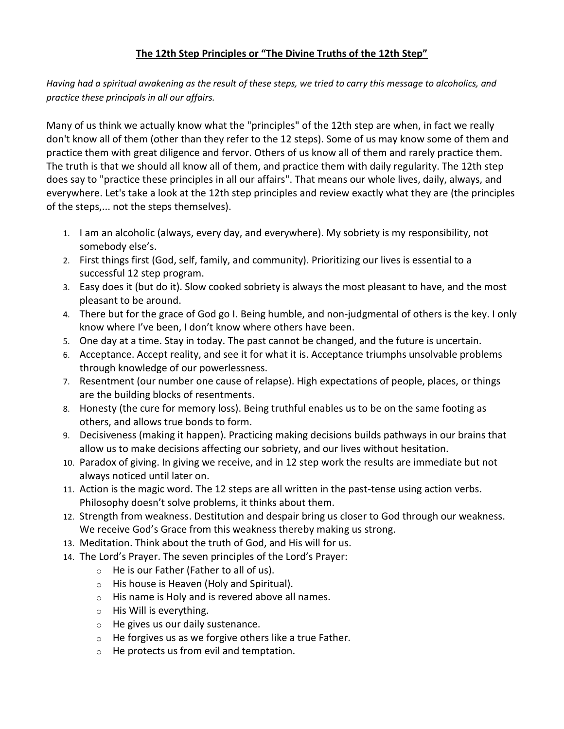**<u>The 12th Step Principles or "The Divine Truths of the 12th Step"</u>**

*Having had a spiritual awakening as the result of these steps, we tried to carry this message to alcoholics, and practice these principals in all our affairs.*

Many of us think we actually know what the "principles" of the 12th step are when, in fact we really don't know all of them (other than they refer to the 12 steps). Some of us may know some of them and practice them with great diligence and fervor. Others of us know all of them and rarely practice them. The truth is that we should all know all of them, and practice them with daily regularity. The 12th step does say to "practice these principles in all our affairs". That means our whole lives, daily, always, and everywhere. Let's take a look at the 12th step principles and review exactly what they are (the principles of the steps,... not the steps themselves).

1. I am an alcoholic (always, every day, and everywhere). My sobriety is my responsibility, not somebody else's.
2. First things first (God, self, family, and community). Prioritizing our lives is essential to a successful 12 step program.
3. Easy does it (but do it). Slow cooked sobriety is always the most pleasant to have, and the most pleasant to be around.
4. There but for the grace of God go I. Being humble, and non-judgmental of others is the key. I only know where I've been, I don't know where others have been.
5. One day at a time. Stay in today. The past cannot be changed, and the future is uncertain.
6. Acceptance. Accept reality, and see it for what it is. Acceptance triumphs unsolvable problems through knowledge of our powerlessness.
7. Resentment (our number one cause of relapse). High expectations of people, places, or things are the building blocks of resentments.
8. Honesty (the cure for memory loss). Being truthful enables us to be on the same footing as others, and allows true bonds to form.
9. Decisiveness (making it happen). Practicing making decisions builds pathways in our brains that allow us to make decisions affecting our sobriety, and our lives without hesitation.
10. Paradox of giving. In giving we receive, and in 12 step work the results are immediate but not always noticed until later on.
11. Action is the magic word. The 12 steps are all written in the past-tense using action verbs. Philosophy doesn't solve problems, it thinks about them.
12. Strength from weakness. Destitution and despair bring us closer to God through our weakness. We receive God's Grace from this weakness thereby making us strong.
13. Meditation. Think about the truth of God, and His will for us.
14. The Lord's Prayer. The seven principles of the Lord's Prayer:
    - He is our Father (Father to all of us).
    - His house is Heaven (Holy and Spiritual).
    - His name is Holy and is revered above all names.
    - His Will is everything.
    - He gives us our daily sustenance.
    - He forgives us as we forgive others like a true Father.
    - He protects us from evil and temptation.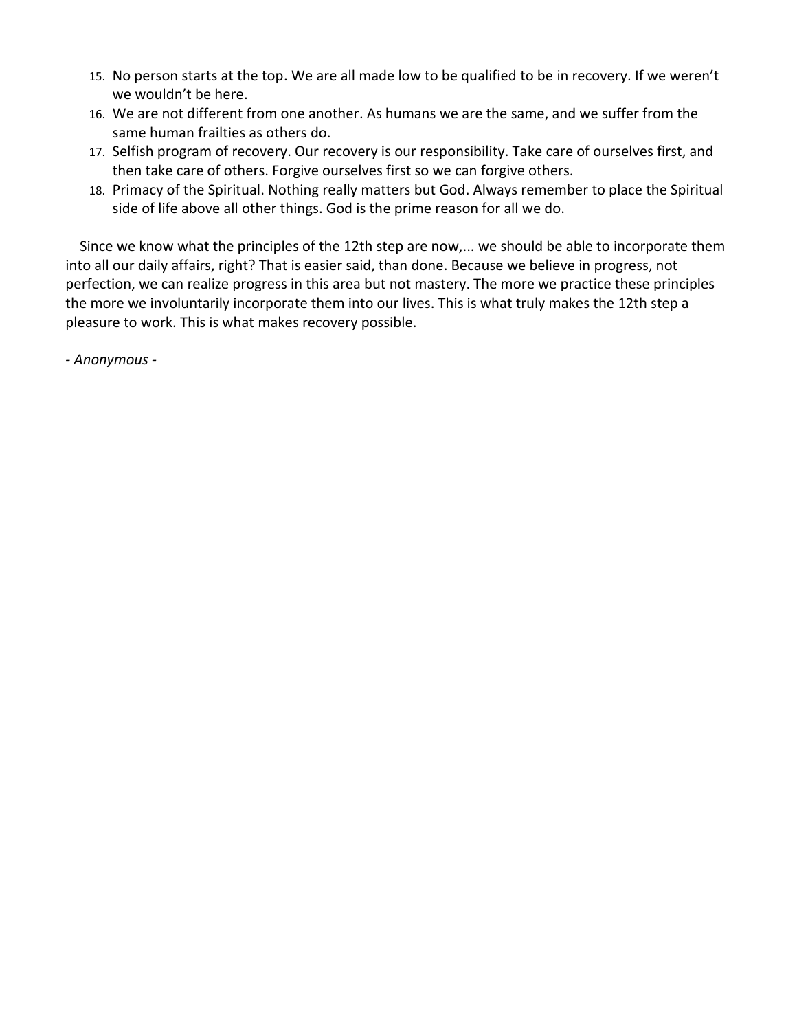15. No person starts at the top. We are all made low to be qualified to be in recovery. If we weren't we wouldn't be here.
16. We are not different from one another. As humans we are the same, and we suffer from the same human frailties as others do.
17. Selfish program of recovery. Our recovery is our responsibility. Take care of ourselves first, and then take care of others. Forgive ourselves first so we can forgive others.
18. Primacy of the Spiritual. Nothing really matters but God. Always remember to place the Spiritual side of life above all other things. God is the prime reason for all we do.

Since we know what the principles of the 12th step are now,... we should be able to incorporate them into all our daily affairs, right? That is easier said, than done. Because we believe in progress, not perfection, we can realize progress in this area but not mastery. The more we practice these principles the more we involuntarily incorporate them into our lives. This is what truly makes the 12th step a pleasure to work. This is what makes recovery possible.

*- Anonymous -*